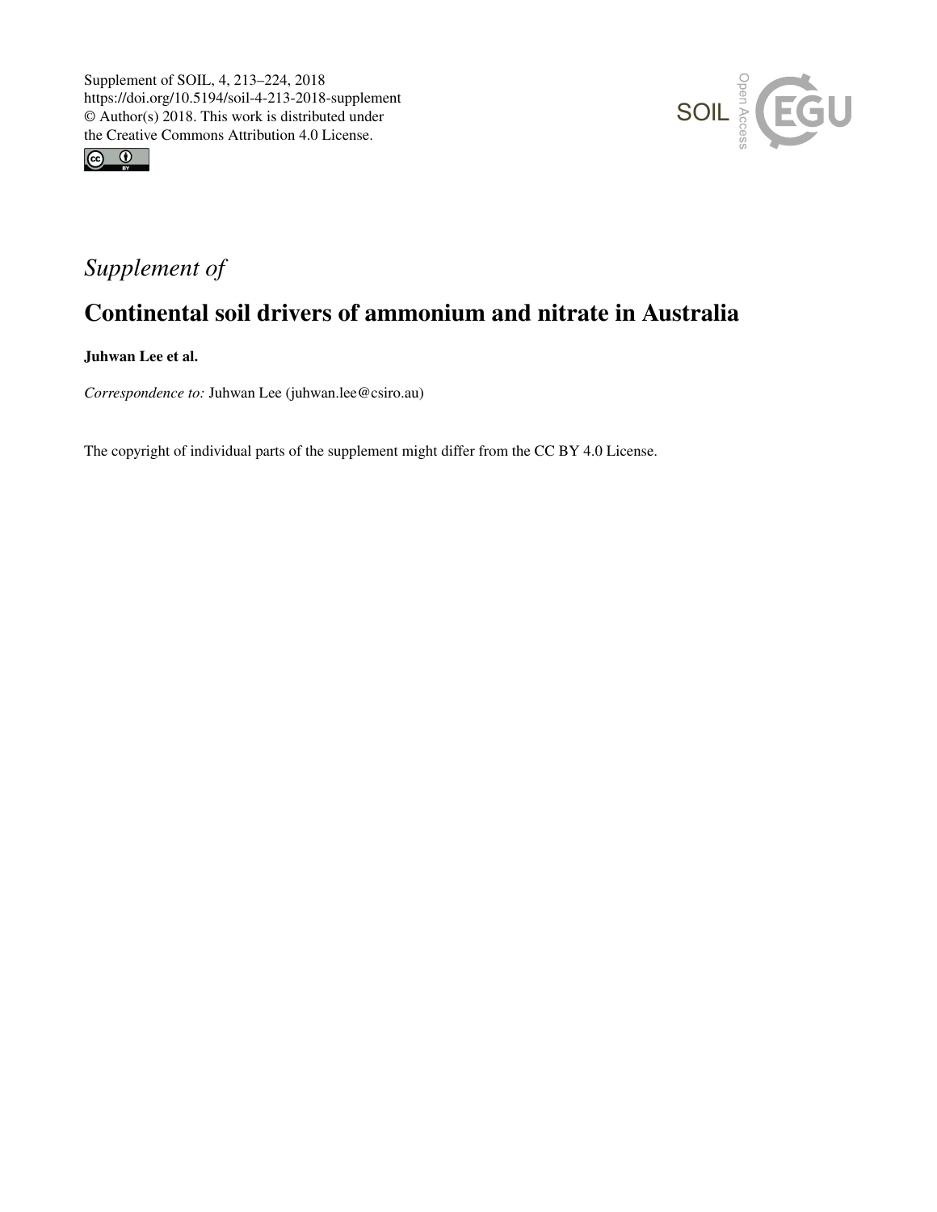Supplement of SOIL, 4, 213–224, 2018
https://doi.org/10.5194/soil-4-213-2018-supplement
© Author(s) 2018. This work is distributed under
the Creative Commons Attribution 4.0 License.

# *Supplement of*

# Continental soil drivers of ammonium and nitrate in Australia

**Juhwan Lee et al.**

*Correspondence to:* Juhwan Lee (juhwan.lee@csiro.au)

The copyright of individual parts of the supplement might differ from the CC BY 4.0 License.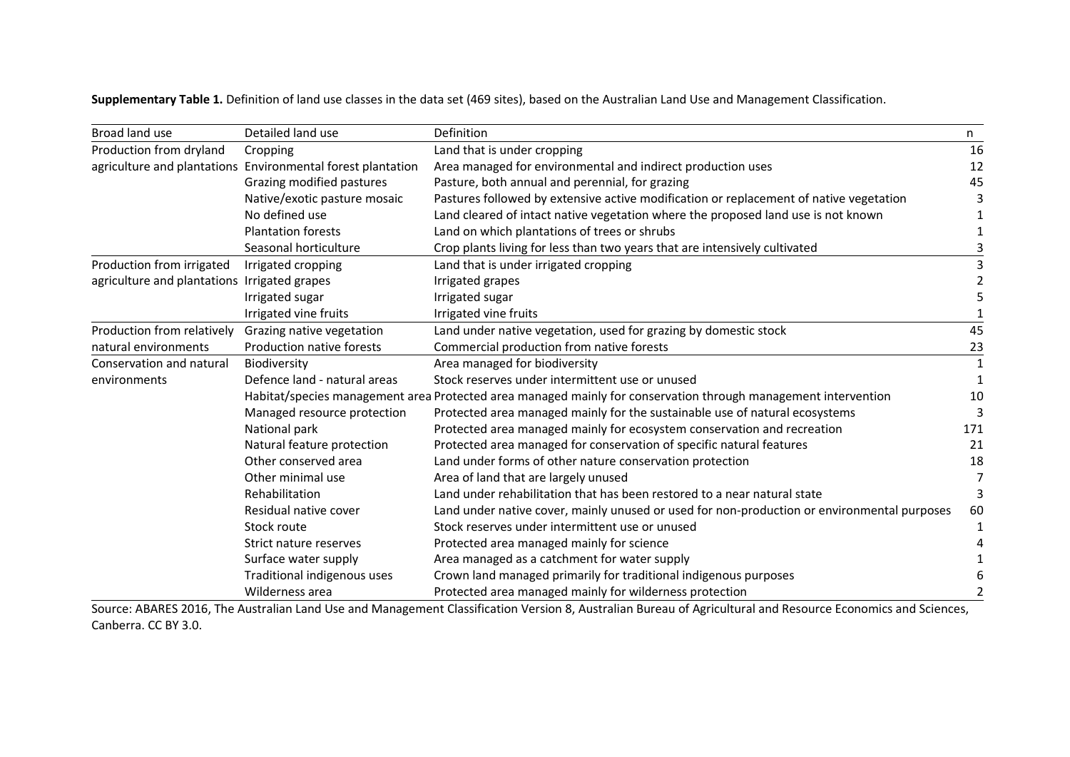**Supplementary Table 1.** Definition of land use classes in the data set (469 sites), based on the Australian Land Use and Management Classification.

| Broad land use | Detailed land use | Definition | n |
|---|---|---|---|
| Production from dryland agriculture and plantations | Cropping | Land that is under cropping | 16 |
| | Environmental forest plantation | Area managed for environmental and indirect production uses | 12 |
| | Grazing modified pastures | Pasture, both annual and perennial, for grazing | 45 |
| | Native/exotic pasture mosaic | Pastures followed by extensive active modification or replacement of native vegetation | 3 |
| | No defined use | Land cleared of intact native vegetation where the proposed land use is not known | 1 |
| | Plantation forests | Land on which plantations of trees or shrubs | 1 |
| | Seasonal horticulture | Crop plants living for less than two years that are intensively cultivated | 3 |
| Production from irrigated agriculture and plantations | Irrigated cropping | Land that is under irrigated cropping | 3 |
| | Irrigated grapes | Irrigated grapes | 2 |
| | Irrigated sugar | Irrigated sugar | 5 |
| | Irrigated vine fruits | Irrigated vine fruits | 1 |
| Production from relatively natural environments | Grazing native vegetation | Land under native vegetation, used for grazing by domestic stock | 45 |
| | Production native forests | Commercial production from native forests | 23 |
| Conservation and natural environments | Biodiversity | Area managed for biodiversity | 1 |
| | Defence land - natural areas | Stock reserves under intermittent use or unused | 1 |
| | Habitat/species management area | Protected area managed mainly for conservation through management intervention | 10 |
| | Managed resource protection | Protected area managed mainly for the sustainable use of natural ecosystems | 3 |
| | National park | Protected area managed mainly for ecosystem conservation and recreation | 171 |
| | Natural feature protection | Protected area managed for conservation of specific natural features | 21 |
| | Other conserved area | Land under forms of other nature conservation protection | 18 |
| | Other minimal use | Area of land that are largely unused | 7 |
| | Rehabilitation | Land under rehabilitation that has been restored to a near natural state | 3 |
| | Residual native cover | Land under native cover, mainly unused or used for non-production or environmental purposes | 60 |
| | Stock route | Stock reserves under intermittent use or unused | 1 |
| | Strict nature reserves | Protected area managed mainly for science | 4 |
| | Surface water supply | Area managed as a catchment for water supply | 1 |
| | Traditional indigenous uses | Crown land managed primarily for traditional indigenous purposes | 6 |
| | Wilderness area | Protected area managed mainly for wilderness protection | 2 |

Source: ABARES 2016, The Australian Land Use and Management Classification Version 8, Australian Bureau of Agricultural and Resource Economics and Sciences, Canberra. CC BY 3.0.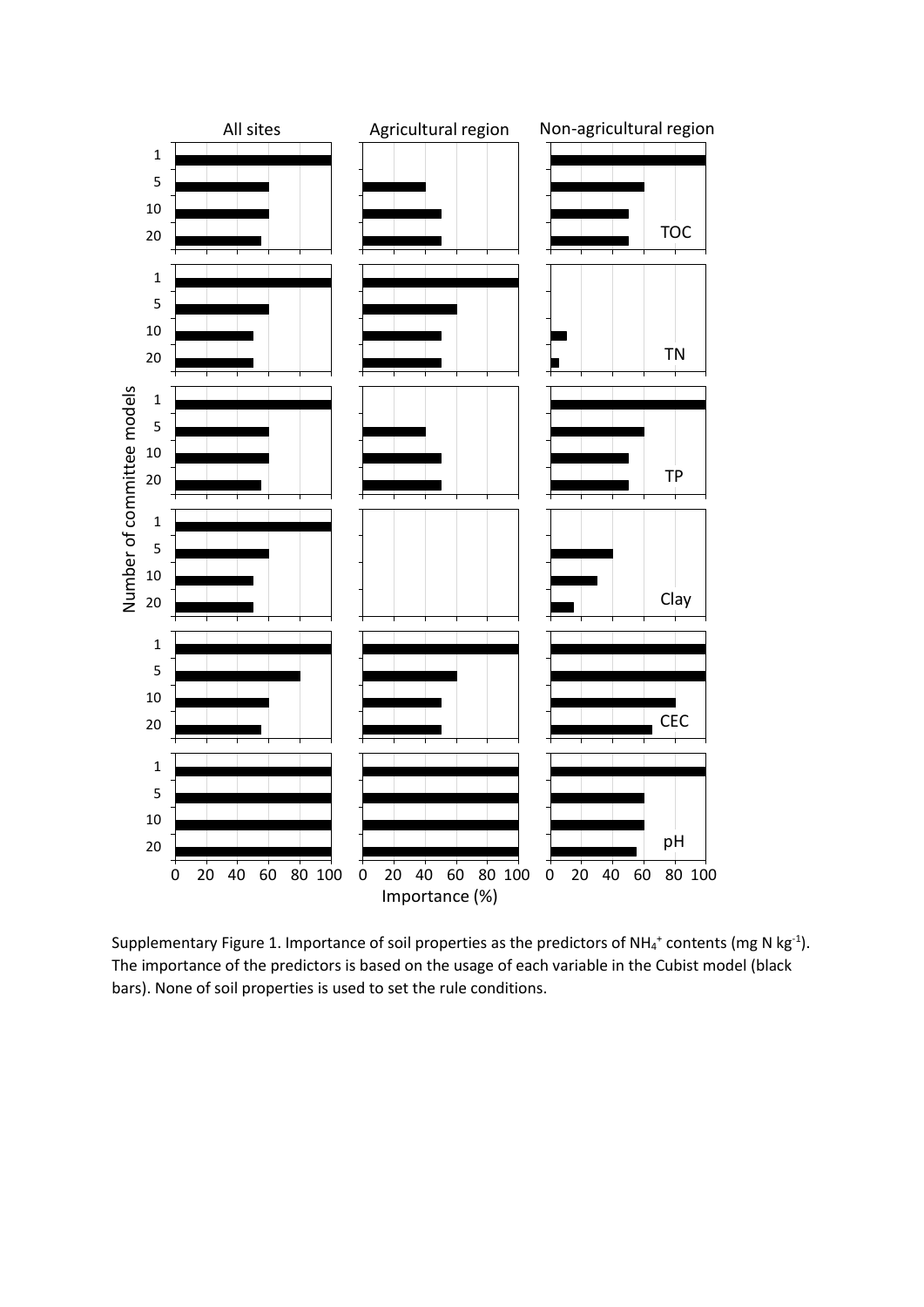Supplementary Figure 1. Importance of soil properties as the predictors of $NH_4^+$ contents (mg N kg$^{-1}$). The importance of the predictors is based on the usage of each variable in the Cubist model (black bars). None of soil properties is used to set the rule conditions.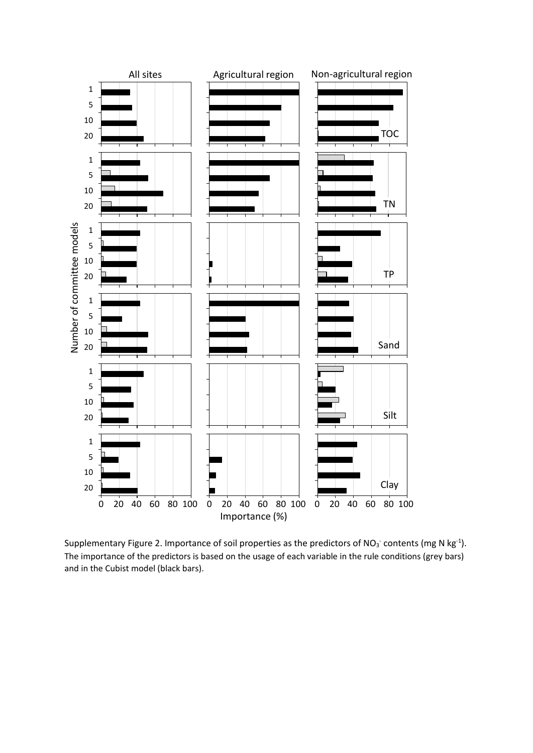Supplementary Figure 2. Importance of soil properties as the predictors of $NO_3^-$ contents (mg N $kg^{-1}$). The importance of the predictors is based on the usage of each variable in the rule conditions (grey bars) and in the Cubist model (black bars).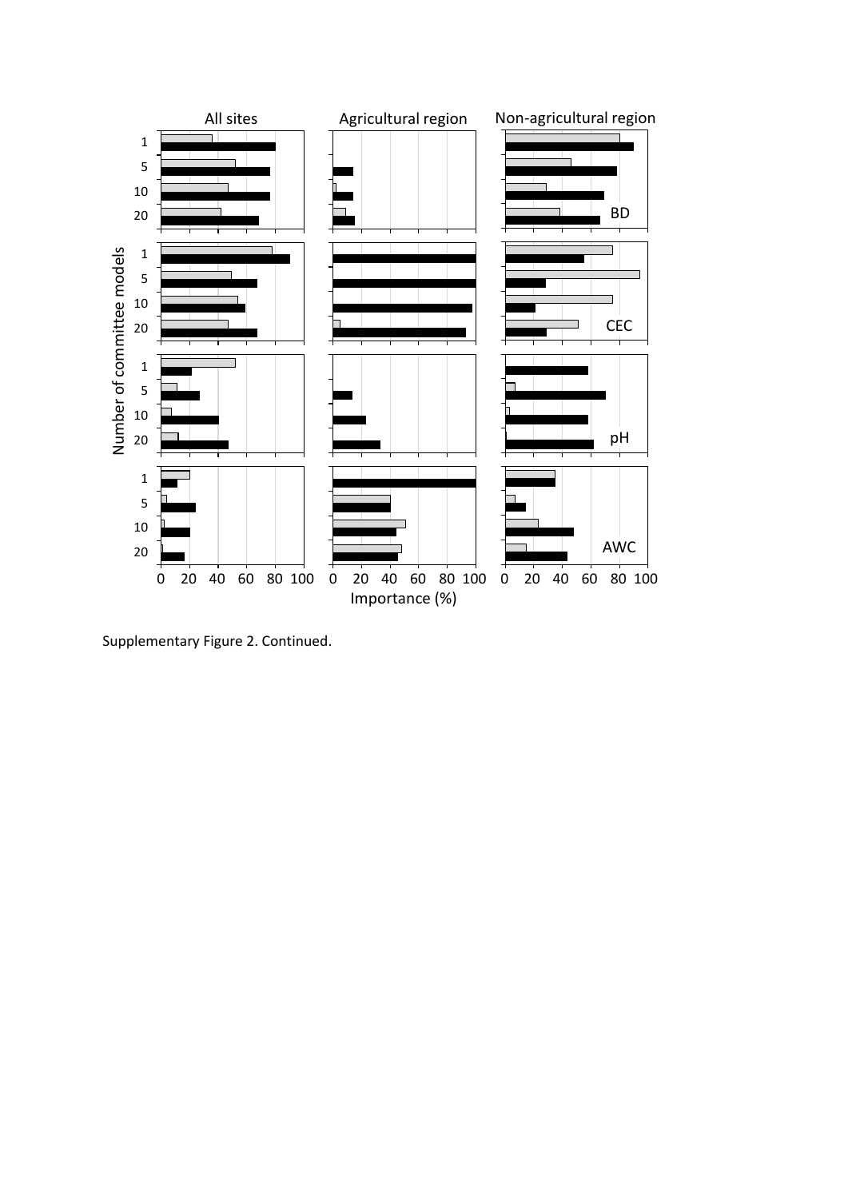All sites

Agricultural region

Non-agricultural region

Number of committee models

1
5
10
20

BD

CEC

pH

AWC

0 20 40 60 80 100

Importance (%)

Supplementary Figure 2. Continued.